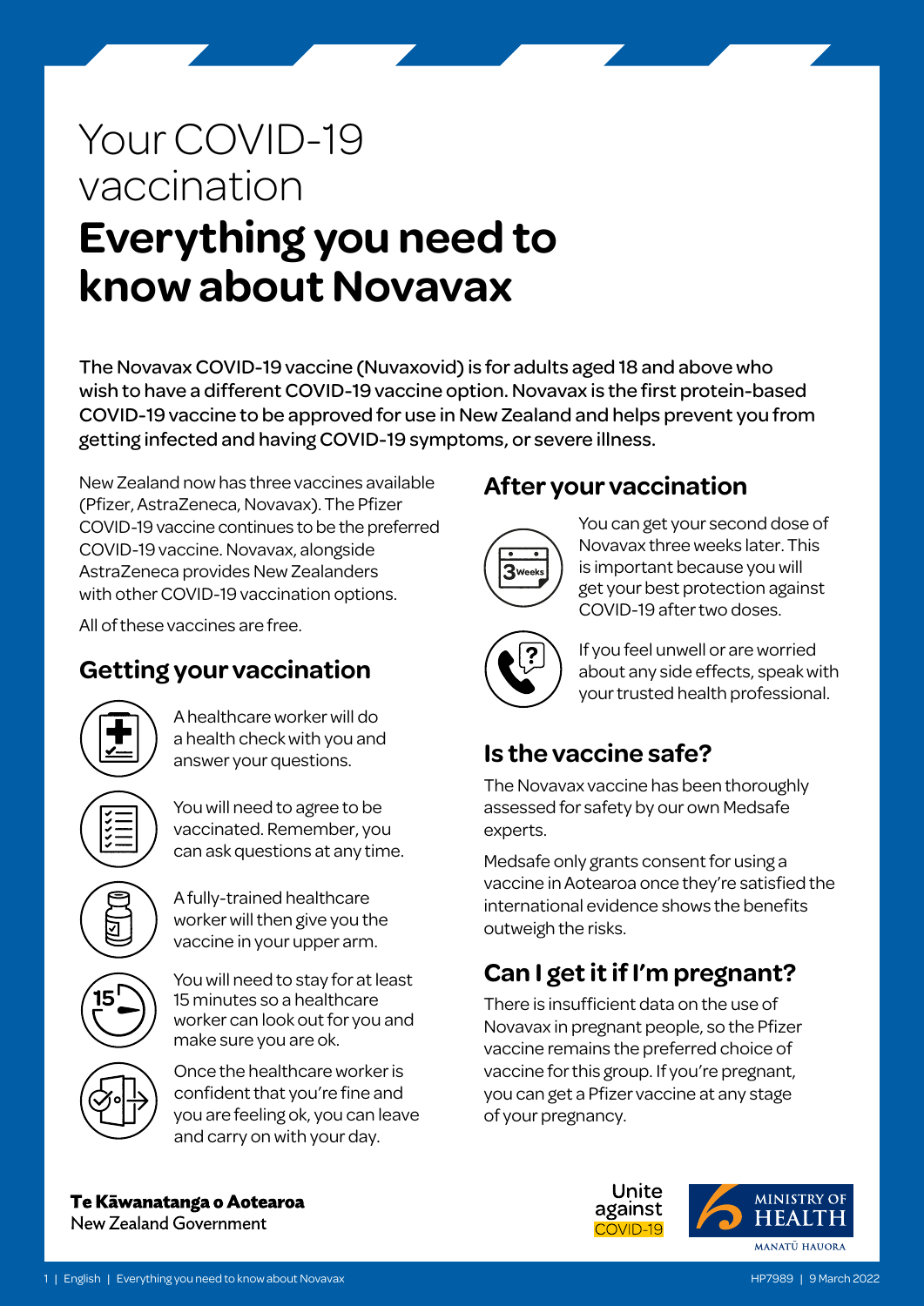# Your COVID-19 vaccination

# Everything you need to know about Novavax

The Novavax COVID-19 vaccine (Nuvaxovid) is for adults aged 18 and above who wish to have a different COVID-19 vaccine option. Novavax is the first protein-based COVID-19 vaccine to be approved for use in New Zealand and helps prevent you from getting infected and having COVID-19 symptoms, or severe illness.

New Zealand now has three vaccines available (Pfizer, AstraZeneca, Novavax). The Pfizer COVID-19 vaccine continues to be the preferred COVID-19 vaccine. Novavax, alongside AstraZeneca provides New Zealanders with other COVID-19 vaccination options.

All of these vaccines are free.

## Getting your vaccination

A healthcare worker will do a health check with you and answer your questions.

You will need to agree to be vaccinated. Remember, you can ask questions at any time.

A fully-trained healthcare worker will then give you the vaccine in your upper arm.

You will need to stay for at least 15 minutes so a healthcare worker can look out for you and make sure you are ok.

Once the healthcare worker is confident that you're fine and you are feeling ok, you can leave and carry on with your day.

## After your vaccination

You can get your second dose of Novavax three weeks later. This is important because you will get your best protection against COVID-19 after two doses.

If you feel unwell or are worried about any side effects, speak with your trusted health professional.

## Is the vaccine safe?

The Novavax vaccine has been thoroughly assessed for safety by our own Medsafe experts.

Medsafe only grants consent for using a vaccine in Aotearoa once they're satisfied the international evidence shows the benefits outweigh the risks.

## Can I get it if I'm pregnant?

There is insufficient data on the use of Novavax in pregnant people, so the Pfizer vaccine remains the preferred choice of vaccine for this group. If you're pregnant, you can get a Pfizer vaccine at any stage of your pregnancy.

**Te Kāwanatanga o Aotearoa**
New Zealand Government

Unite against COVID-19

MINISTRY OF HEALTH
MANATŪ HAUORA

HP7989 | 9 March 2022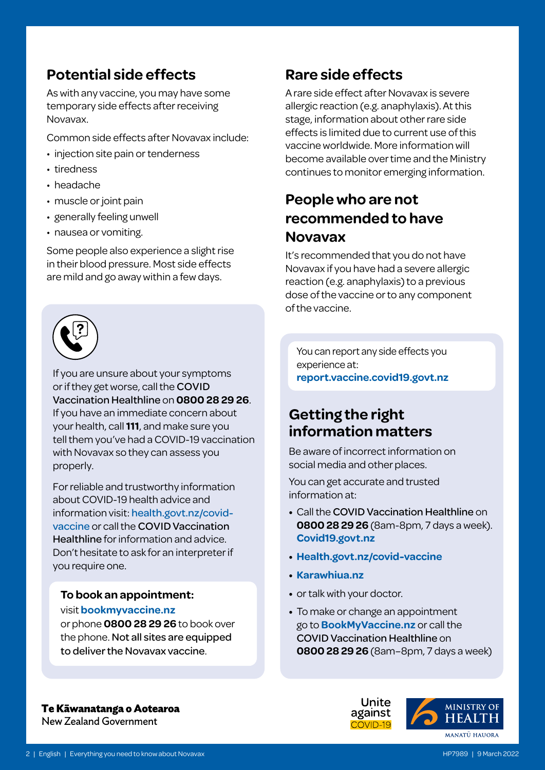## Potential side effects

As with any vaccine, you may have some temporary side effects after receiving Novavax.

Common side effects after Novavax include:

- injection site pain or tenderness
- tiredness
- headache
- muscle or joint pain
- generally feeling unwell
- nausea or vomiting.

Some people also experience a slight rise in their blood pressure. Most side effects are mild and go away within a few days.

If you are unsure about your symptoms or if they get worse, call the **COVID Vaccination Healthline** on **0800 28 29 26**. If you have an immediate concern about your health, call **111**, and make sure you tell them you've had a COVID-19 vaccination with Novavax so they can assess you properly.

For reliable and trustworthy information about COVID-19 health advice and information visit: health.govt.nz/covid-vaccine or call the **COVID Vaccination Healthline** for information and advice. Don't hesitate to ask for an interpreter if you require one.

**To book an appointment:**
visit **bookmyvaccine.nz**
or phone **0800 28 29 26** to book over the phone. **Not all sites are equipped to deliver the Novavax vaccine.**

## Rare side effects

A rare side effect after Novavax is severe allergic reaction (e.g. anaphylaxis). At this stage, information about other rare side effects is limited due to current use of this vaccine worldwide. More information will become available over time and the Ministry continues to monitor emerging information.

## People who are not recommended to have Novavax

It's recommended that you do not have Novavax if you have had a severe allergic reaction (e.g. anaphylaxis) to a previous dose of the vaccine or to any component of the vaccine.

You can report any side effects you experience at:
**report.vaccine.covid19.govt.nz**

## Getting the right information matters

Be aware of incorrect information on social media and other places.

You can get accurate and trusted information at:

- Call the **COVID Vaccination Healthline** on **0800 28 29 26** (8am-8pm, 7 days a week). **Covid19.govt.nz**
- **Health.govt.nz/covid-vaccine**
- **Karawhiua.nz**
- or talk with your doctor.
- To make or change an appointment go to **BookMyVaccine.nz** or call the **COVID Vaccination Healthline** on **0800 28 29 26** (8am–8pm, 7 days a week)

**Te Kāwanatanga o Aotearoa**
New Zealand Government

Unite against COVID-19

MINISTRY OF HEALTH
MANATŪ HAUORA

HP7989 | 9 March 2022